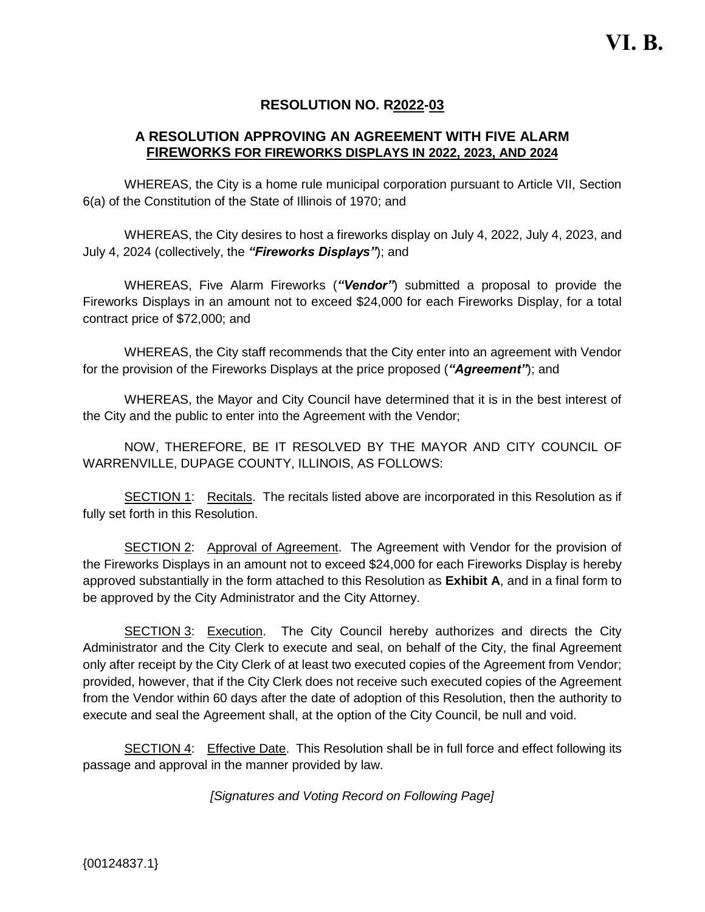VI. B.

# RESOLUTION NO. R2022-03

## A RESOLUTION APPROVING AN AGREEMENT WITH FIVE ALARM FIREWORKS FOR FIREWORKS DISPLAYS IN 2022, 2023, AND 2024

WHEREAS, the City is a home rule municipal corporation pursuant to Article VII, Section 6(a) of the Constitution of the State of Illinois of 1970; and

WHEREAS, the City desires to host a fireworks display on July 4, 2022, July 4, 2023, and July 4, 2024 (collectively, the ***"Fireworks Displays"***); and

WHEREAS, Five Alarm Fireworks (***"Vendor"***) submitted a proposal to provide the Fireworks Displays in an amount not to exceed $24,000 for each Fireworks Display, for a total contract price of $72,000; and

WHEREAS, the City staff recommends that the City enter into an agreement with Vendor for the provision of the Fireworks Displays at the price proposed (***"Agreement"***); and

WHEREAS, the Mayor and City Council have determined that it is in the best interest of the City and the public to enter into the Agreement with the Vendor;

NOW, THEREFORE, BE IT RESOLVED BY THE MAYOR AND CITY COUNCIL OF WARRENVILLE, DUPAGE COUNTY, ILLINOIS, AS FOLLOWS:

SECTION 1: Recitals. The recitals listed above are incorporated in this Resolution as if fully set forth in this Resolution.

SECTION 2: Approval of Agreement. The Agreement with Vendor for the provision of the Fireworks Displays in an amount not to exceed $24,000 for each Fireworks Display is hereby approved substantially in the form attached to this Resolution as **Exhibit A**, and in a final form to be approved by the City Administrator and the City Attorney.

SECTION 3: Execution. The City Council hereby authorizes and directs the City Administrator and the City Clerk to execute and seal, on behalf of the City, the final Agreement only after receipt by the City Clerk of at least two executed copies of the Agreement from Vendor; provided, however, that if the City Clerk does not receive such executed copies of the Agreement from the Vendor within 60 days after the date of adoption of this Resolution, then the authority to execute and seal the Agreement shall, at the option of the City Council, be null and void.

SECTION 4: Effective Date. This Resolution shall be in full force and effect following its passage and approval in the manner provided by law.

*[Signatures and Voting Record on Following Page]*

{00124837.1}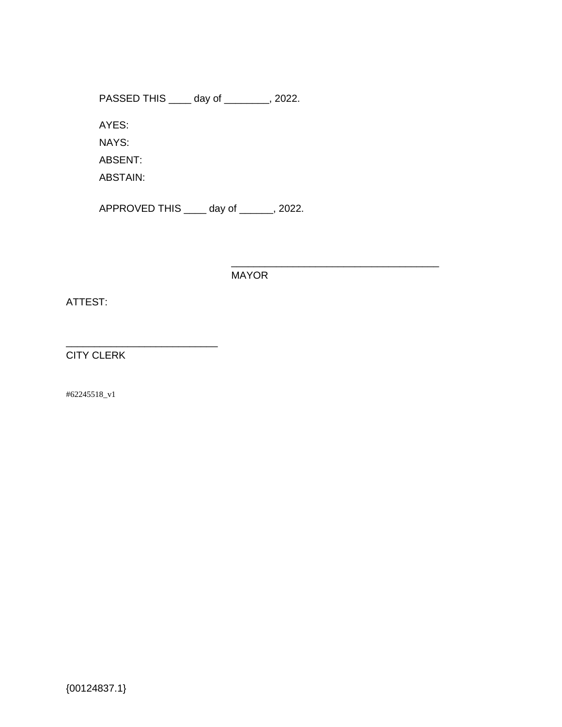PASSED THIS ____ day of ________, 2022.

AYES:

NAYS:

ABSENT:

ABSTAIN:

APPROVED THIS ____ day of ______, 2022.

_____________________________________
MAYOR

ATTEST:

___________________________
CITY CLERK

#62245518_v1

{00124837.1}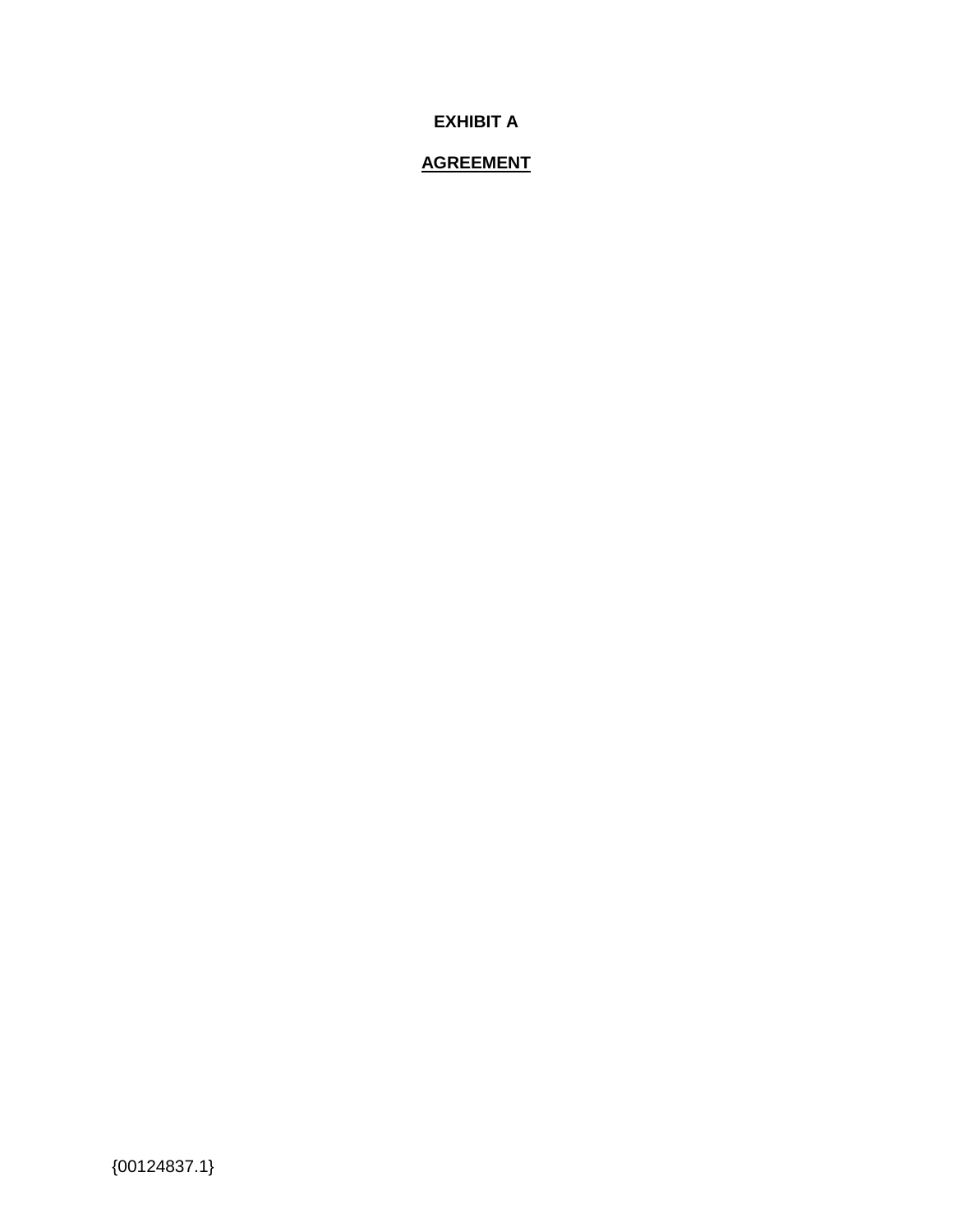**EXHIBIT A**

**AGREEMENT**

{00124837.1}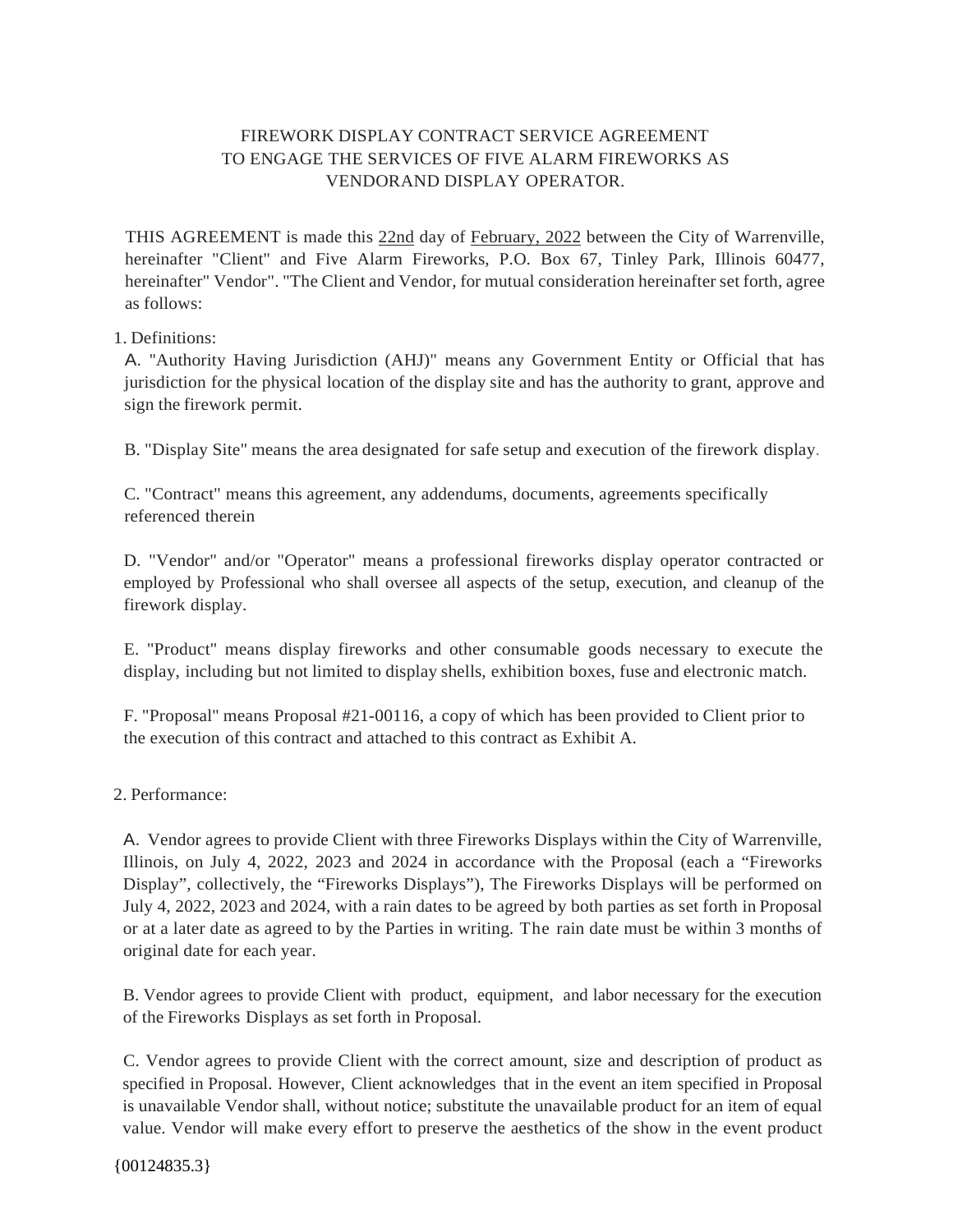FIREWORK DISPLAY CONTRACT SERVICE AGREEMENT
TO ENGAGE THE SERVICES OF FIVE ALARM FIREWORKS AS
VENDORAND DISPLAY OPERATOR.

THIS AGREEMENT is made this 22nd day of February, 2022 between the City of Warrenville, hereinafter "Client" and Five Alarm Fireworks, P.O. Box 67, Tinley Park, Illinois 60477, hereinafter" Vendor". "The Client and Vendor, for mutual consideration hereinafter set forth, agree as follows:

1. Definitions:

A. "Authority Having Jurisdiction (AHJ)" means any Government Entity or Official that has jurisdiction for the physical location of the display site and has the authority to grant, approve and sign the firework permit.

B. "Display Site" means the area designated for safe setup and execution of the firework display.

C. "Contract" means this agreement, any addendums, documents, agreements specifically referenced therein

D. "Vendor" and/or "Operator" means a professional fireworks display operator contracted or employed by Professional who shall oversee all aspects of the setup, execution, and cleanup of the firework display.

E. "Product" means display fireworks and other consumable goods necessary to execute the display, including but not limited to display shells, exhibition boxes, fuse and electronic match.

F. "Proposal" means Proposal #21-00116, a copy of which has been provided to Client prior to the execution of this contract and attached to this contract as Exhibit A.

2. Performance:

A. Vendor agrees to provide Client with three Fireworks Displays within the City of Warrenville, Illinois, on July 4, 2022, 2023 and 2024 in accordance with the Proposal (each a "Fireworks Display", collectively, the "Fireworks Displays"), The Fireworks Displays will be performed on July 4, 2022, 2023 and 2024, with a rain dates to be agreed by both parties as set forth in Proposal or at a later date as agreed to by the Parties in writing. The rain date must be within 3 months of original date for each year.

B. Vendor agrees to provide Client with product, equipment, and labor necessary for the execution of the Fireworks Displays as set forth in Proposal.

C. Vendor agrees to provide Client with the correct amount, size and description of product as specified in Proposal. However, Client acknowledges that in the event an item specified in Proposal is unavailable Vendor shall, without notice; substitute the unavailable product for an item of equal value. Vendor will make every effort to preserve the aesthetics of the show in the event product

{00124835.3}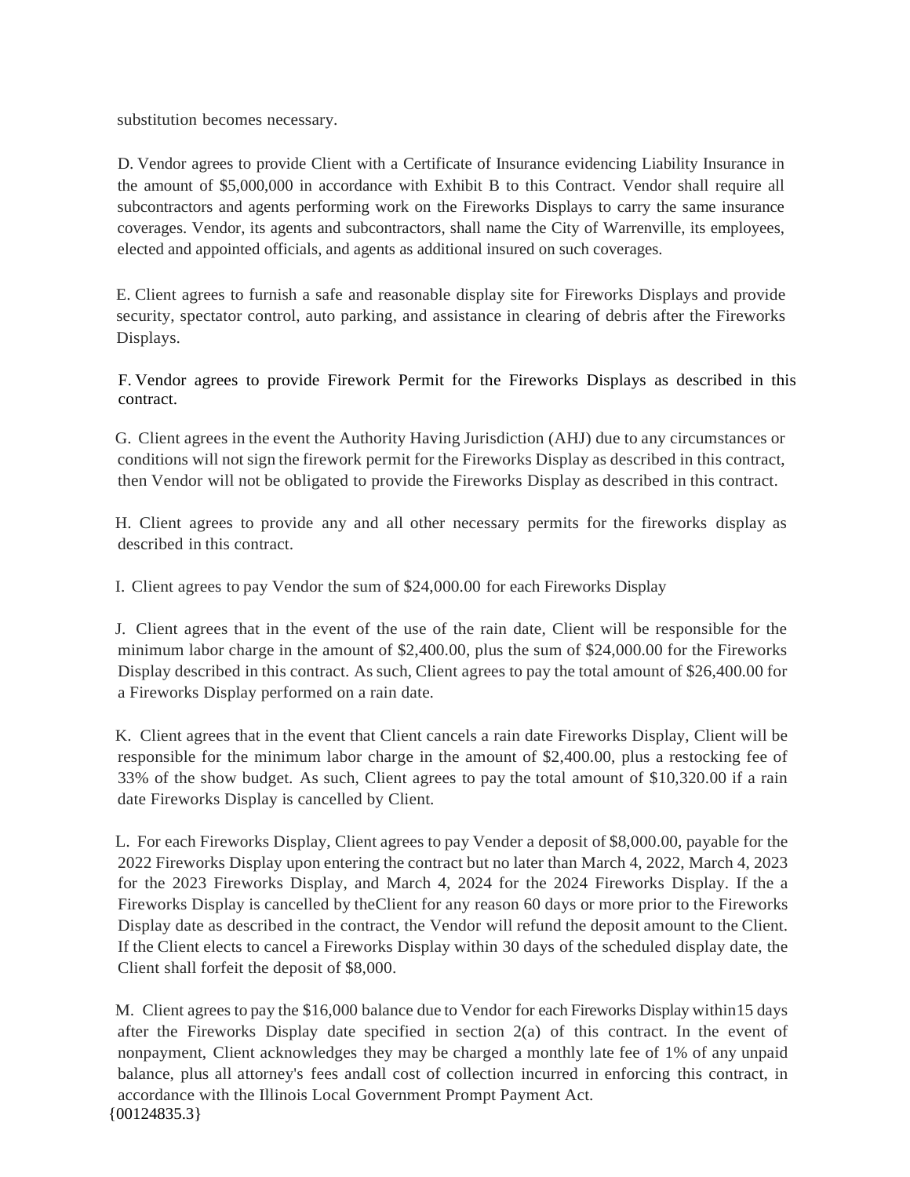substitution becomes necessary.

D. Vendor agrees to provide Client with a Certificate of Insurance evidencing Liability Insurance in the amount of $5,000,000 in accordance with Exhibit B to this Contract. Vendor shall require all subcontractors and agents performing work on the Fireworks Displays to carry the same insurance coverages. Vendor, its agents and subcontractors, shall name the City of Warrenville, its employees, elected and appointed officials, and agents as additional insured on such coverages.

E. Client agrees to furnish a safe and reasonable display site for Fireworks Displays and provide security, spectator control, auto parking, and assistance in clearing of debris after the Fireworks Displays.

F. Vendor agrees to provide Firework Permit for the Fireworks Displays as described in this contract.

G. Client agrees in the event the Authority Having Jurisdiction (AHJ) due to any circumstances or conditions will not sign the firework permit for the Fireworks Display as described in this contract, then Vendor will not be obligated to provide the Fireworks Display as described in this contract.

H. Client agrees to provide any and all other necessary permits for the fireworks display as described in this contract.

I. Client agrees to pay Vendor the sum of $24,000.00 for each Fireworks Display

J. Client agrees that in the event of the use of the rain date, Client will be responsible for the minimum labor charge in the amount of $2,400.00, plus the sum of $24,000.00 for the Fireworks Display described in this contract. As such, Client agrees to pay the total amount of $26,400.00 for a Fireworks Display performed on a rain date.

K. Client agrees that in the event that Client cancels a rain date Fireworks Display, Client will be responsible for the minimum labor charge in the amount of $2,400.00, plus a restocking fee of 33% of the show budget. As such, Client agrees to pay the total amount of $10,320.00 if a rain date Fireworks Display is cancelled by Client.

L. For each Fireworks Display, Client agrees to pay Vender a deposit of $8,000.00, payable for the 2022 Fireworks Display upon entering the contract but no later than March 4, 2022, March 4, 2023 for the 2023 Fireworks Display, and March 4, 2024 for the 2024 Fireworks Display. If the a Fireworks Display is cancelled by theClient for any reason 60 days or more prior to the Fireworks Display date as described in the contract, the Vendor will refund the deposit amount to the Client. If the Client elects to cancel a Fireworks Display within 30 days of the scheduled display date, the Client shall forfeit the deposit of $8,000.

M. Client agrees to pay the $16,000 balance due to Vendor for each Fireworks Display within15 days after the Fireworks Display date specified in section 2(a) of this contract. In the event of nonpayment, Client acknowledges they may be charged a monthly late fee of 1% of any unpaid balance, plus all attorney's fees andall cost of collection incurred in enforcing this contract, in accordance with the Illinois Local Government Prompt Payment Act.

{00124835.3}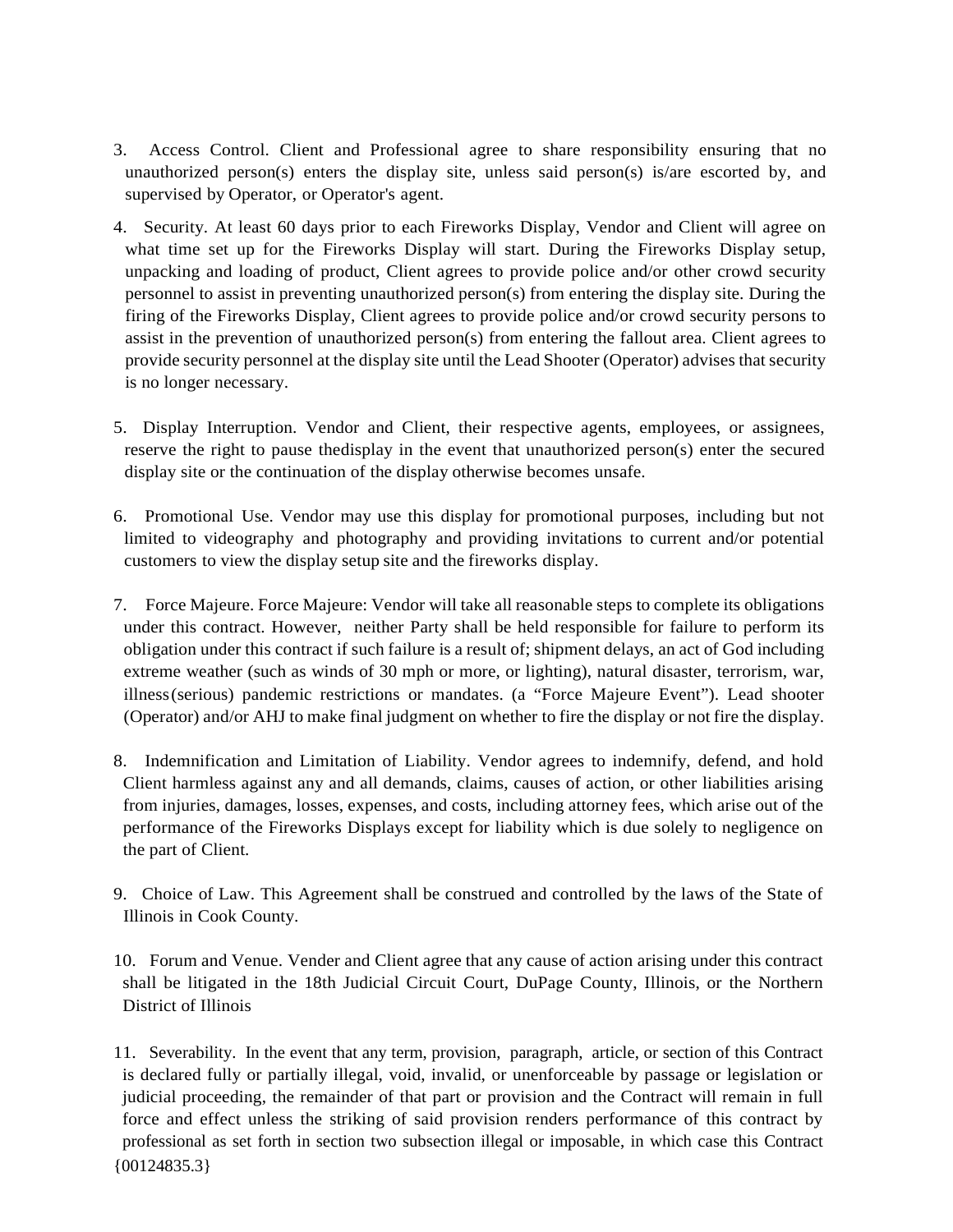3. Access Control. Client and Professional agree to share responsibility ensuring that no unauthorized person(s) enters the display site, unless said person(s) is/are escorted by, and supervised by Operator, or Operator's agent.

4. Security. At least 60 days prior to each Fireworks Display, Vendor and Client will agree on what time set up for the Fireworks Display will start. During the Fireworks Display setup, unpacking and loading of product, Client agrees to provide police and/or other crowd security personnel to assist in preventing unauthorized person(s) from entering the display site. During the firing of the Fireworks Display, Client agrees to provide police and/or crowd security persons to assist in the prevention of unauthorized person(s) from entering the fallout area. Client agrees to provide security personnel at the display site until the Lead Shooter (Operator) advises that security is no longer necessary.

5. Display Interruption. Vendor and Client, their respective agents, employees, or assignees, reserve the right to pause thedisplay in the event that unauthorized person(s) enter the secured display site or the continuation of the display otherwise becomes unsafe.

6. Promotional Use. Vendor may use this display for promotional purposes, including but not limited to videography and photography and providing invitations to current and/or potential customers to view the display setup site and the fireworks display.

7. Force Majeure. Force Majeure: Vendor will take all reasonable steps to complete its obligations under this contract. However, neither Party shall be held responsible for failure to perform its obligation under this contract if such failure is a result of; shipment delays, an act of God including extreme weather (such as winds of 30 mph or more, or lighting), natural disaster, terrorism, war, illness (serious) pandemic restrictions or mandates. (a "Force Majeure Event"). Lead shooter (Operator) and/or AHJ to make final judgment on whether to fire the display or not fire the display.

8. Indemnification and Limitation of Liability. Vendor agrees to indemnify, defend, and hold Client harmless against any and all demands, claims, causes of action, or other liabilities arising from injuries, damages, losses, expenses, and costs, including attorney fees, which arise out of the performance of the Fireworks Displays except for liability which is due solely to negligence on the part of Client.

9. Choice of Law. This Agreement shall be construed and controlled by the laws of the State of Illinois in Cook County.

10. Forum and Venue. Vender and Client agree that any cause of action arising under this contract shall be litigated in the 18th Judicial Circuit Court, DuPage County, Illinois, or the Northern District of Illinois

11. Severability. In the event that any term, provision, paragraph, article, or section of this Contract is declared fully or partially illegal, void, invalid, or unenforceable by passage or legislation or judicial proceeding, the remainder of that part or provision and the Contract will remain in full force and effect unless the striking of said provision renders performance of this contract by professional as set forth in section two subsection illegal or imposable, in which case this Contract

{00124835.3}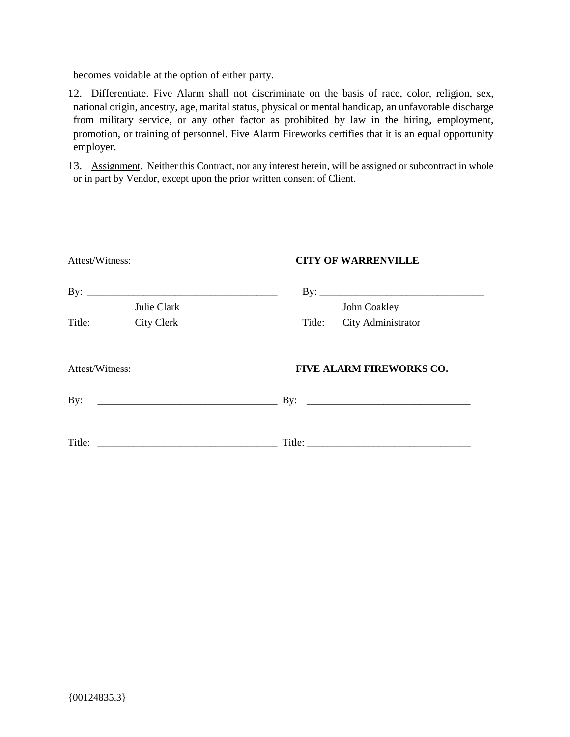becomes voidable at the option of either party.

12. Differentiate. Five Alarm shall not discriminate on the basis of race, color, religion, sex, national origin, ancestry, age, marital status, physical or mental handicap, an unfavorable discharge from military service, or any other factor as prohibited by law in the hiring, employment, promotion, or training of personnel. Five Alarm Fireworks certifies that it is an equal opportunity employer.

13. Assignment. Neither this Contract, nor any interest herein, will be assigned or subcontract in whole or in part by Vendor, except upon the prior written consent of Client.

Attest/Witness: **CITY OF WARRENVILLE**

By: ____________________________________ By: ________________________________

Julie Clark John Coakley

Title: City Clerk Title: City Administrator

Attest/Witness: **FIVE ALARM FIREWORKS CO.**

By: __________________________________ By: _______________________________

Title: __________________________________ Title: _______________________________

{00124835.3}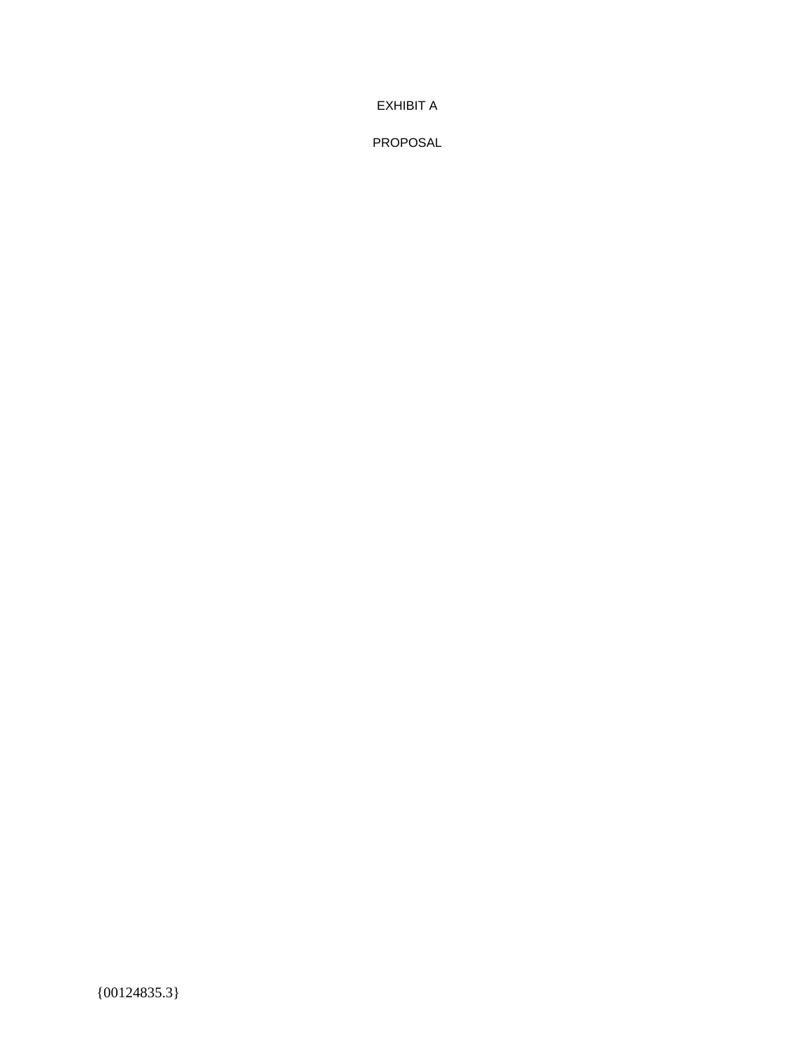# EXHIBIT A

## PROPOSAL

{00124835.3}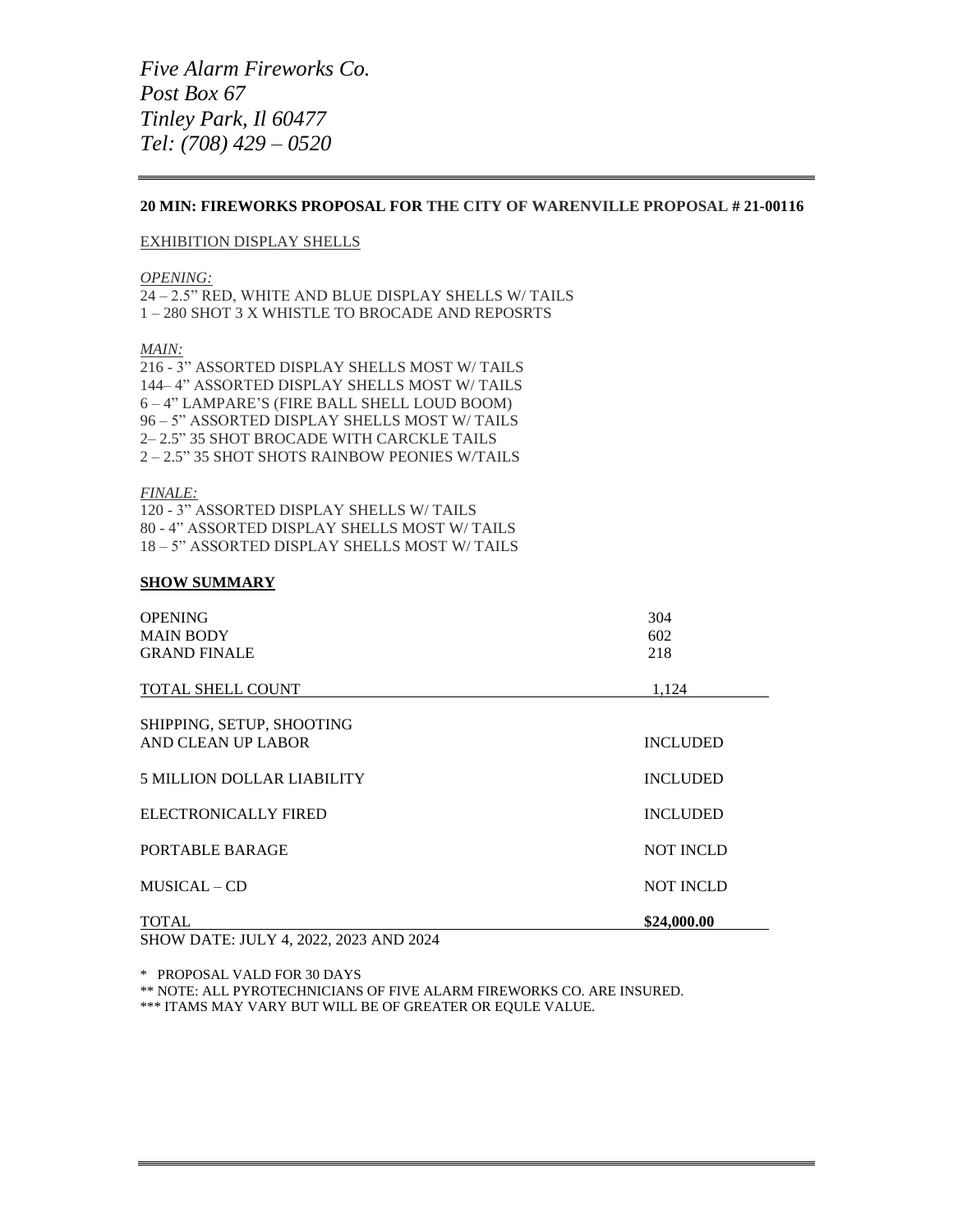*Five Alarm Fireworks Co.*
*Post Box 67*
*Tinley Park, Il 60477*
*Tel: (708) 429 – 0520*

**20 MIN: FIREWORKS PROPOSAL FOR THE CITY OF WARENVILLE PROPOSAL # 21-00116**

EXHIBITION DISPLAY SHELLS

*OPENING:*
24 – 2.5" RED, WHITE AND BLUE DISPLAY SHELLS W/ TAILS
1 – 280 SHOT 3 X WHISTLE TO BROCADE AND REPOSRTS

*MAIN:*
216 - 3" ASSORTED DISPLAY SHELLS MOST W/ TAILS
144– 4" ASSORTED DISPLAY SHELLS MOST W/ TAILS
6 – 4" LAMPARE'S (FIRE BALL SHELL LOUD BOOM)
96 – 5" ASSORTED DISPLAY SHELLS MOST W/ TAILS
2– 2.5" 35 SHOT BROCADE WITH CARCKLE TAILS
2 – 2.5" 35 SHOT SHOTS RAINBOW PEONIES W/TAILS

*FINALE:*
120 - 3" ASSORTED DISPLAY SHELLS W/ TAILS
80 - 4" ASSORTED DISPLAY SHELLS MOST W/ TAILS
18 – 5" ASSORTED DISPLAY SHELLS MOST W/ TAILS

**SHOW SUMMARY**

| | |
|---|---|
| OPENING | 304 |
| MAIN BODY | 602 |
| GRAND FINALE | 218 |
| TOTAL SHELL COUNT | 1,124 |
| SHIPPING, SETUP, SHOOTING AND CLEAN UP LABOR | INCLUDED |
| 5 MILLION DOLLAR LIABILITY | INCLUDED |
| ELECTRONICALLY FIRED | INCLUDED |
| PORTABLE BARAGE | NOT INCLD |
| MUSICAL – CD | NOT INCLD |
| TOTAL | **$24,000.00** |

SHOW DATE: JULY 4, 2022, 2023 AND 2024

* PROPOSAL VALD FOR 30 DAYS
** NOTE: ALL PYROTECHNICIANS OF FIVE ALARM FIREWORKS CO. ARE INSURED.
*** ITAMS MAY VARY BUT WILL BE OF GREATER OR EQULE VALUE.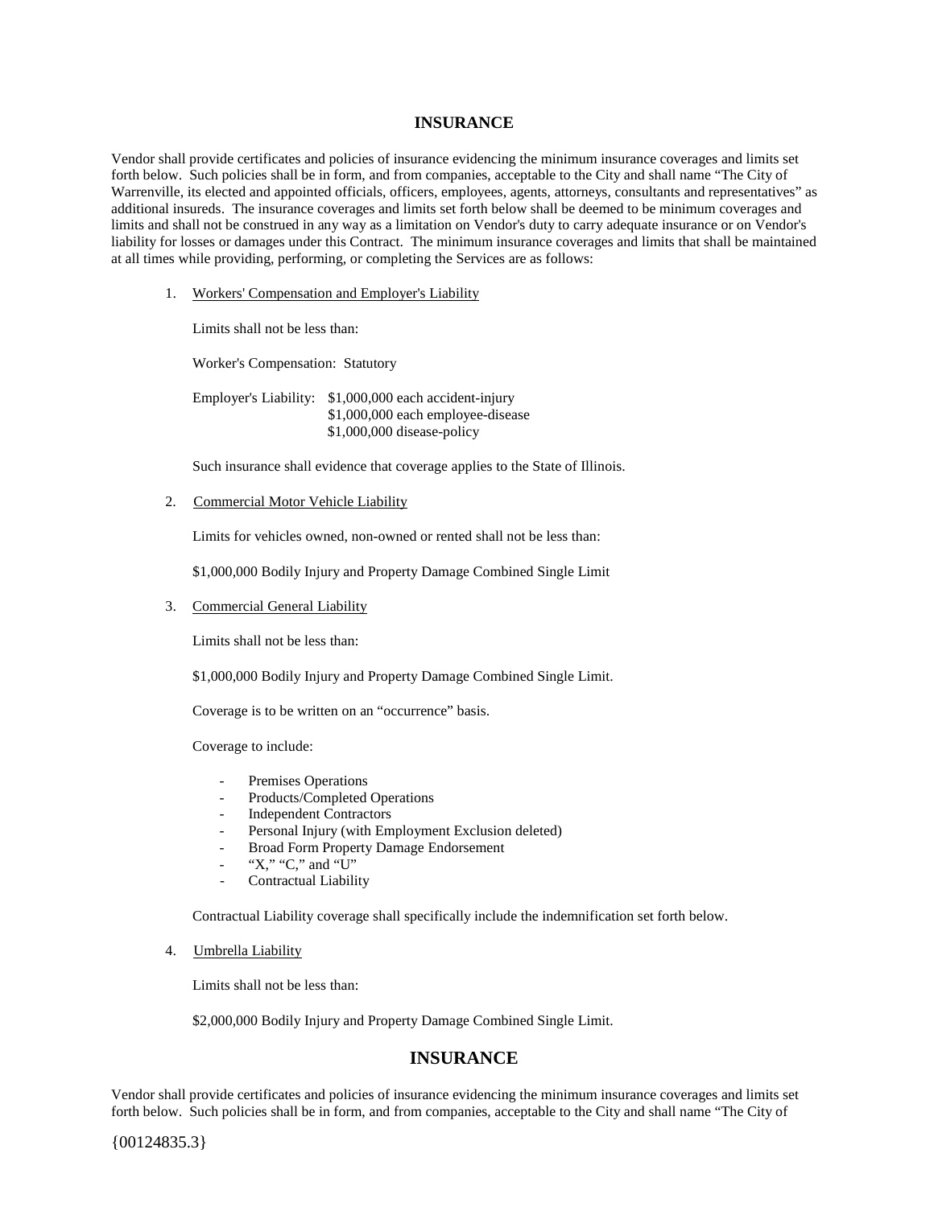## INSURANCE

Vendor shall provide certificates and policies of insurance evidencing the minimum insurance coverages and limits set forth below. Such policies shall be in form, and from companies, acceptable to the City and shall name "The City of Warrenville, its elected and appointed officials, officers, employees, agents, attorneys, consultants and representatives" as additional insureds. The insurance coverages and limits set forth below shall be deemed to be minimum coverages and limits and shall not be construed in any way as a limitation on Vendor's duty to carry adequate insurance or on Vendor's liability for losses or damages under this Contract. The minimum insurance coverages and limits that shall be maintained at all times while providing, performing, or completing the Services are as follows:

1. Workers' Compensation and Employer's Liability

   Limits shall not be less than:

   Worker's Compensation: Statutory

   Employer's Liability: $1,000,000 each accident-injury
   $1,000,000 each employee-disease
   $1,000,000 disease-policy

   Such insurance shall evidence that coverage applies to the State of Illinois.

2. Commercial Motor Vehicle Liability

   Limits for vehicles owned, non-owned or rented shall not be less than:

   $1,000,000 Bodily Injury and Property Damage Combined Single Limit

3. Commercial General Liability

   Limits shall not be less than:

   $1,000,000 Bodily Injury and Property Damage Combined Single Limit.

   Coverage is to be written on an "occurrence" basis.

   Coverage to include:

   - Premises Operations
   - Products/Completed Operations
   - Independent Contractors
   - Personal Injury (with Employment Exclusion deleted)
   - Broad Form Property Damage Endorsement
   - "X," "C," and "U"
   - Contractual Liability

   Contractual Liability coverage shall specifically include the indemnification set forth below.

4. Umbrella Liability

   Limits shall not be less than:

   $2,000,000 Bodily Injury and Property Damage Combined Single Limit.

## INSURANCE

Vendor shall provide certificates and policies of insurance evidencing the minimum insurance coverages and limits set forth below. Such policies shall be in form, and from companies, acceptable to the City and shall name "The City of

{00124835.3}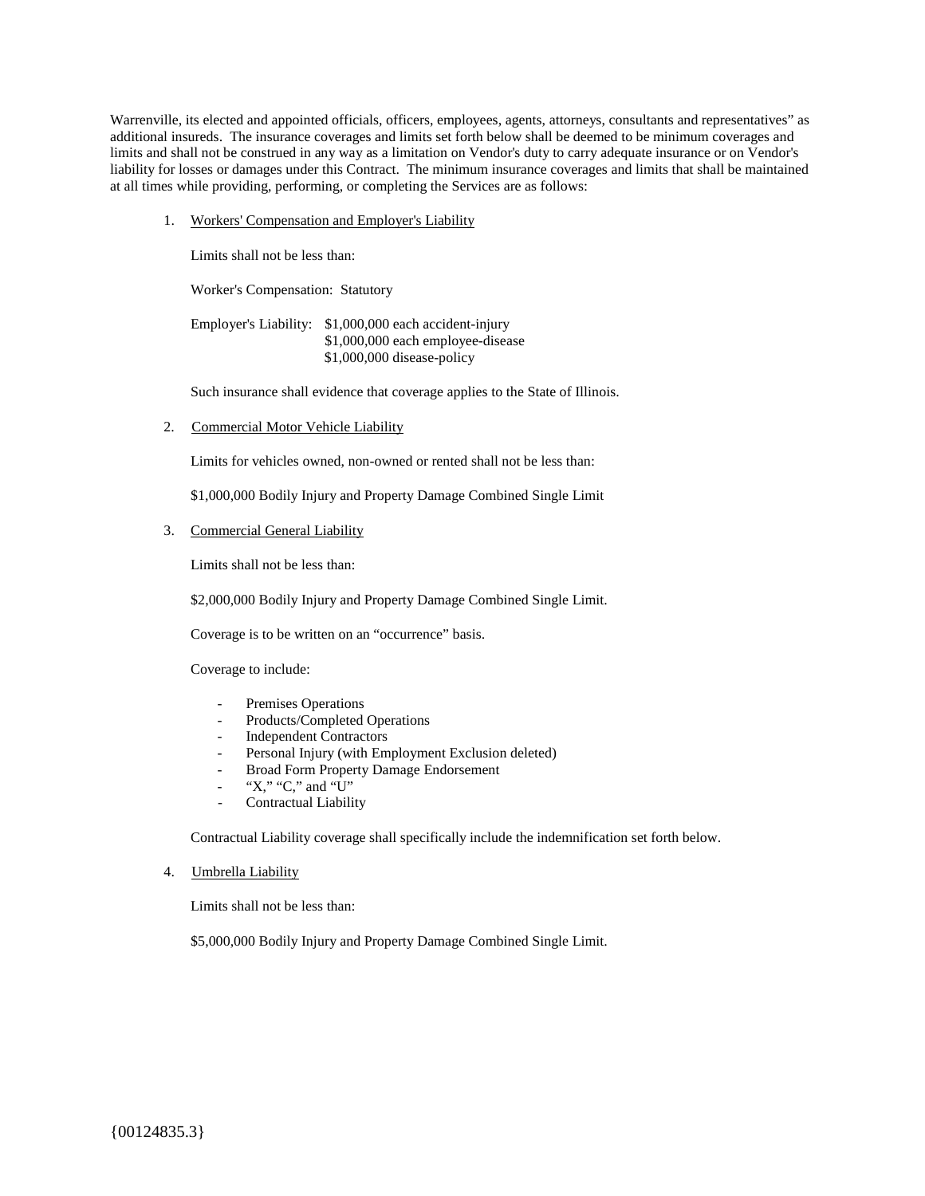Warrenville, its elected and appointed officials, officers, employees, agents, attorneys, consultants and representatives" as additional insureds. The insurance coverages and limits set forth below shall be deemed to be minimum coverages and limits and shall not be construed in any way as a limitation on Vendor's duty to carry adequate insurance or on Vendor's liability for losses or damages under this Contract. The minimum insurance coverages and limits that shall be maintained at all times while providing, performing, or completing the Services are as follows:

1. Workers' Compensation and Employer's Liability

   Limits shall not be less than:

   Worker's Compensation: Statutory

   Employer's Liability: $1,000,000 each accident-injury
   $1,000,000 each employee-disease
   $1,000,000 disease-policy

   Such insurance shall evidence that coverage applies to the State of Illinois.

2. Commercial Motor Vehicle Liability

   Limits for vehicles owned, non-owned or rented shall not be less than:

   $1,000,000 Bodily Injury and Property Damage Combined Single Limit

3. Commercial General Liability

   Limits shall not be less than:

   $2,000,000 Bodily Injury and Property Damage Combined Single Limit.

   Coverage is to be written on an "occurrence" basis.

   Coverage to include:

   - Premises Operations
   - Products/Completed Operations
   - Independent Contractors
   - Personal Injury (with Employment Exclusion deleted)
   - Broad Form Property Damage Endorsement
   - "X," "C," and "U"
   - Contractual Liability

   Contractual Liability coverage shall specifically include the indemnification set forth below.

4. Umbrella Liability

   Limits shall not be less than:

   $5,000,000 Bodily Injury and Property Damage Combined Single Limit.

{00124835.3}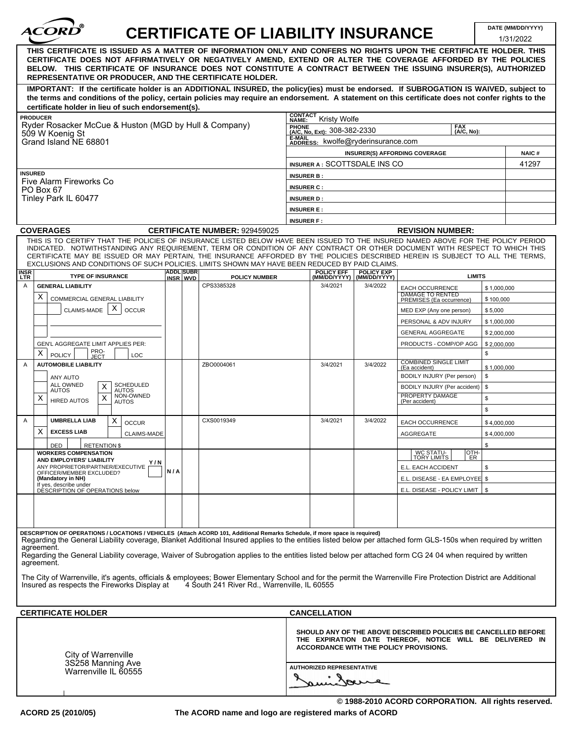# CERTIFICATE OF LIABILITY INSURANCE

ACORD®

**DATE (MM/DD/YYYY)** 1/31/2022

**THIS CERTIFICATE IS ISSUED AS A MATTER OF INFORMATION ONLY AND CONFERS NO RIGHTS UPON THE CERTIFICATE HOLDER. THIS CERTIFICATE DOES NOT AFFIRMATIVELY OR NEGATIVELY AMEND, EXTEND OR ALTER THE COVERAGE AFFORDED BY THE POLICIES BELOW. THIS CERTIFICATE OF INSURANCE DOES NOT CONSTITUTE A CONTRACT BETWEEN THE ISSUING INSURER(S), AUTHORIZED REPRESENTATIVE OR PRODUCER, AND THE CERTIFICATE HOLDER.**

**IMPORTANT: If the certificate holder is an ADDITIONAL INSURED, the policy(ies) must be endorsed. If SUBROGATION IS WAIVED, subject to the terms and conditions of the policy, certain policies may require an endorsement. A statement on this certificate does not confer rights to the certificate holder in lieu of such endorsement(s).**

| PRODUCER | CONTACT |
|---|---|
| Ryder Rosacker McCue & Huston (MGD by Hull & Company)<br>509 W Koenig St<br>Grand Island NE 68801 | CONTACT NAME: Kristy Wolfe<br>PHONE (A/C, No, Ext): 308-382-2330 &nbsp; FAX (A/C, No):<br>E-MAIL ADDRESS: kwolfe@ryderinsurance.com |

| INSURER(S) AFFORDING COVERAGE | NAIC # |
|---|---|
| INSURER A : SCOTTSDALE INS CO | 41297 |
| INSURER B : | |
| INSURER C : | |
| INSURER D : | |
| INSURER E : | |
| INSURER F : | |

**INSURED**
Five Alarm Fireworks Co
PO Box 67
Tinley Park IL 60477

**COVERAGES** &nbsp; **CERTIFICATE NUMBER:** 929459025 &nbsp; **REVISION NUMBER:**

THIS IS TO CERTIFY THAT THE POLICIES OF INSURANCE LISTED BELOW HAVE BEEN ISSUED TO THE INSURED NAMED ABOVE FOR THE POLICY PERIOD INDICATED. NOTWITHSTANDING ANY REQUIREMENT, TERM OR CONDITION OF ANY CONTRACT OR OTHER DOCUMENT WITH RESPECT TO WHICH THIS CERTIFICATE MAY BE ISSUED OR MAY PERTAIN, THE INSURANCE AFFORDED BY THE POLICIES DESCRIBED HEREIN IS SUBJECT TO ALL THE TERMS, EXCLUSIONS AND CONDITIONS OF SUCH POLICIES. LIMITS SHOWN MAY HAVE BEEN REDUCED BY PAID CLAIMS.

| INSR LTR | TYPE OF INSURANCE | ADDL INSR | SUBR WVD | POLICY NUMBER | POLICY EFF (MM/DD/YYYY) | POLICY EXP (MM/DD/YYYY) | LIMITS | |
|---|---|---|---|---|---|---|---|---|
| A | **GENERAL LIABILITY**<br>X COMMERCIAL GENERAL LIABILITY<br>CLAIMS-MADE [X] OCCUR<br>GEN'L AGGREGATE LIMIT APPLIES PER: X POLICY, PRO-JECT, LOC | | | CPS3385328 | 3/4/2021 | 3/4/2022 | EACH OCCURRENCE | $ 1,000,000 |
| | | | | | | | DAMAGE TO RENTED PREMISES (Ea occurrence) | $ 100,000 |
| | | | | | | | MED EXP (Any one person) | $ 5,000 |
| | | | | | | | PERSONAL & ADV INJURY | $ 1,000,000 |
| | | | | | | | GENERAL AGGREGATE | $ 2,000,000 |
| | | | | | | | PRODUCTS - COMP/OP AGG | $ 2,000,000 |
| | | | | | | | | $ |
| A | **AUTOMOBILE LIABILITY**<br>ANY AUTO<br>ALL OWNED AUTOS; X SCHEDULED AUTOS<br>X HIRED AUTOS; X NON-OWNED AUTOS | | | ZBO0004061 | 3/4/2021 | 3/4/2022 | COMBINED SINGLE LIMIT (Ea accident) | $ 1,000,000 |
| | | | | | | | BODILY INJURY (Per person) | $ |
| | | | | | | | BODILY INJURY (Per accident) | $ |
| | | | | | | | PROPERTY DAMAGE (Per accident) | $ |
| | | | | | | | | $ |
| A | **UMBRELLA LIAB** X OCCUR<br>X **EXCESS LIAB** CLAIMS-MADE<br>DED RETENTION $ | | | CXS0019349 | 3/4/2021 | 3/4/2022 | EACH OCCURRENCE | $ 4,000,000 |
| | | | | | | | AGGREGATE | $ 4,000,000 |
| | | | | | | | | $ |
| | **WORKERS COMPENSATION AND EMPLOYERS' LIABILITY** Y/N<br>ANY PROPRIETOR/PARTNER/EXECUTIVE OFFICER/MEMBER EXCLUDED? **(Mandatory in NH)**<br>If yes, describe under DESCRIPTION OF OPERATIONS below | N / A | | | | | WC STATU-TORY LIMITS / OTH-ER | |
| | | | | | | | E.L. EACH ACCIDENT | $ |
| | | | | | | | E.L. DISEASE - EA EMPLOYEE | $ |
| | | | | | | | E.L. DISEASE - POLICY LIMIT | $ |

**DESCRIPTION OF OPERATIONS / LOCATIONS / VEHICLES (Attach ACORD 101, Additional Remarks Schedule, if more space is required)**

Regarding the General Liability coverage, Blanket Additional Insured applies to the entities listed below per attached form GLS-150s when required by written agreement.
Regarding the General Liability coverage, Waiver of Subrogation applies to the entities listed below per attached form CG 24 04 when required by written agreement.

The City of Warrenville, it's agents, officials & employees; Bower Elementary School and for the permit the Warrenville Fire Protection District are Additional Insured as respects the Fireworks Display at 4 South 241 River Rd., Warrenville, IL 60555

| CERTIFICATE HOLDER | CANCELLATION |
|---|---|
| City of Warrenville<br>3S258 Manning Ave<br>Warrenville IL 60555 | **SHOULD ANY OF THE ABOVE DESCRIBED POLICIES BE CANCELLED BEFORE THE EXPIRATION DATE THEREOF, NOTICE WILL BE DELIVERED IN ACCORDANCE WITH THE POLICY PROVISIONS.**<br><br>AUTHORIZED REPRESENTATIVE |

© 1988-2010 ACORD CORPORATION. All rights reserved.

ACORD 25 (2010/05) &nbsp; The ACORD name and logo are registered marks of ACORD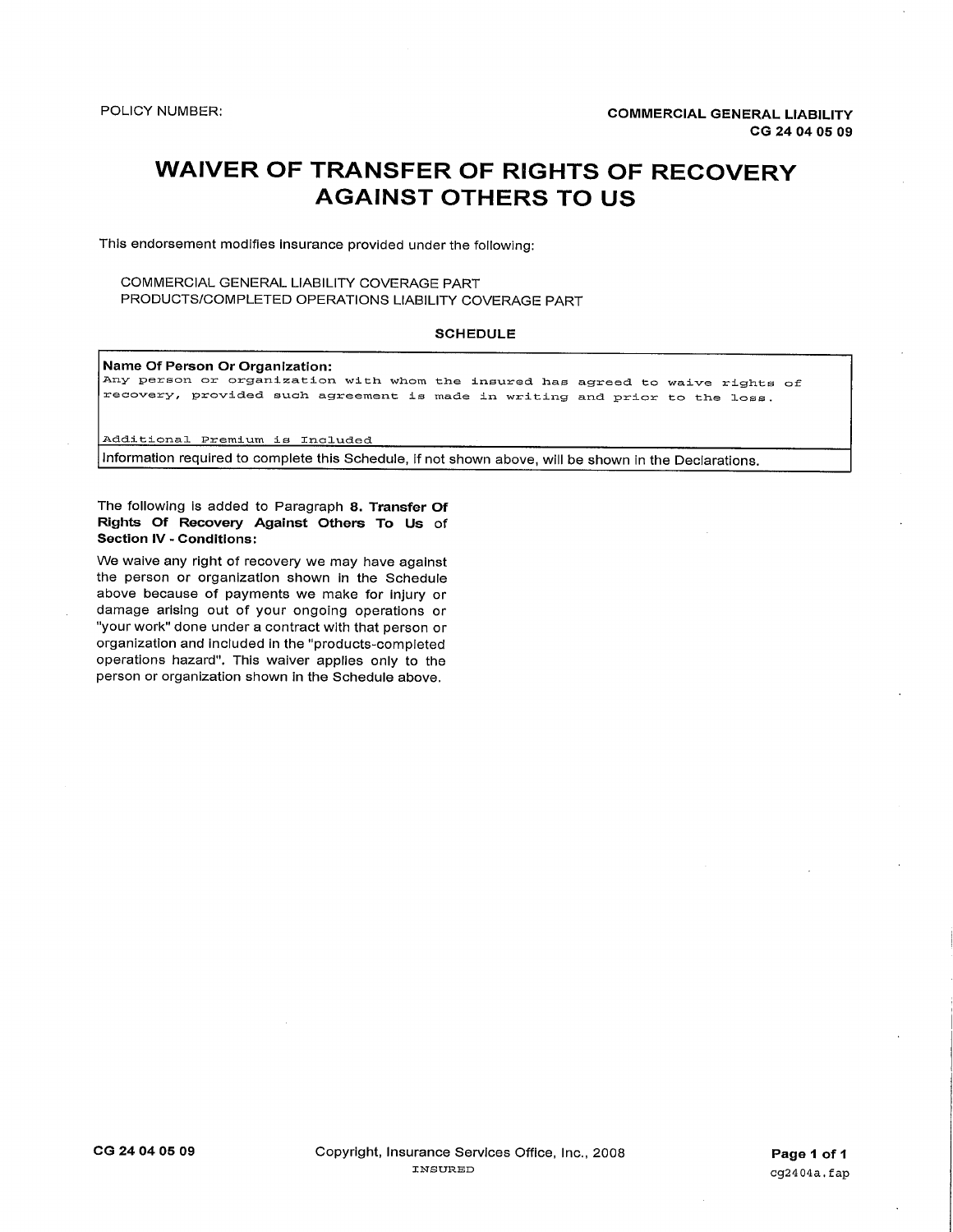POLICY NUMBER:

**COMMERCIAL GENERAL LIABILITY**
**CG 24 04 05 09**

# WAIVER OF TRANSFER OF RIGHTS OF RECOVERY AGAINST OTHERS TO US

This endorsement modifies insurance provided under the following:

COMMERCIAL GENERAL LIABILITY COVERAGE PART
PRODUCTS/COMPLETED OPERATIONS LIABILITY COVERAGE PART

**SCHEDULE**

| **Name Of Person Or Organization:** |
| --- |
| Any person or organization with whom the insured has agreed to waive rights of recovery, provided such agreement is made in writing and prior to the loss. |
| Additional Premium is Included |
| Information required to complete this Schedule, if not shown above, will be shown in the Declarations. |

The following is added to Paragraph **8. Transfer Of Rights Of Recovery Against Others To Us** of **Section IV - Conditions:**

We waive any right of recovery we may have against the person or organization shown in the Schedule above because of payments we make for injury or damage arising out of your ongoing operations or "your work" done under a contract with that person or organization and included in the "products-completed operations hazard". This waiver applies only to the person or organization shown in the Schedule above.

CG 24 04 05 09 Copyright, Insurance Services Office, Inc., 2008

INSURED

cg2404a.fap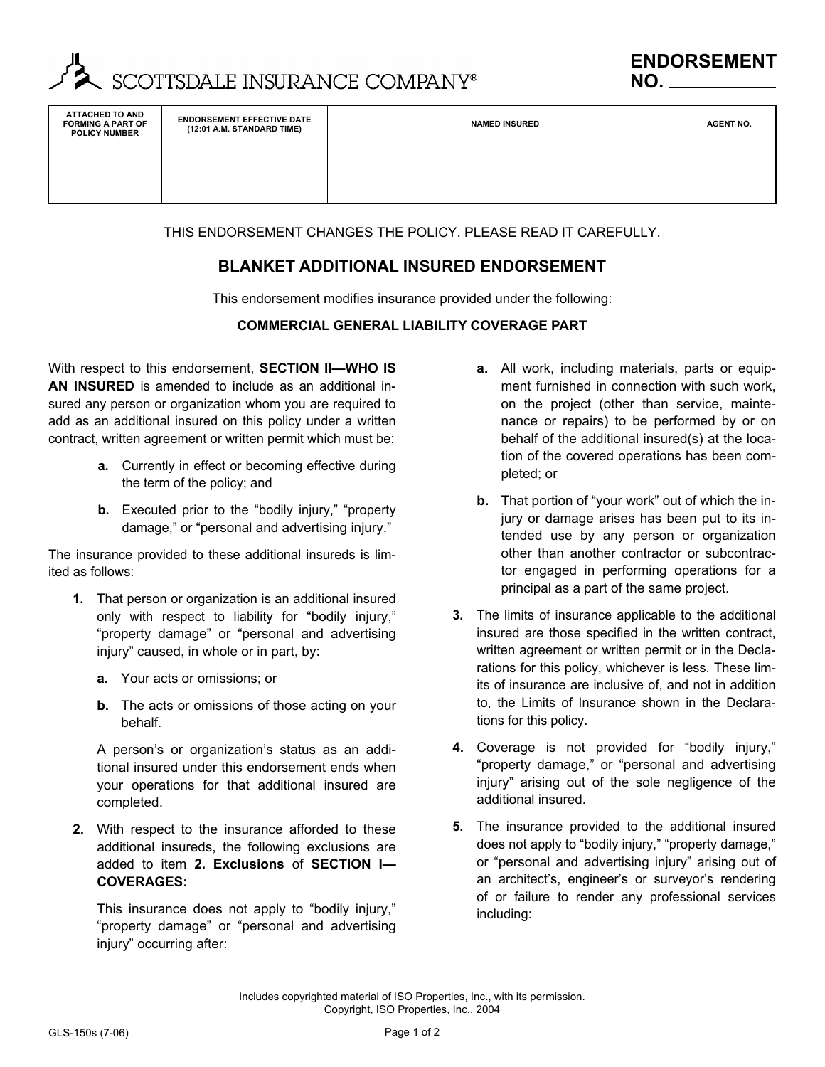SCOTTSDALE INSURANCE COMPANY®

**ENDORSEMENT NO.** ____________

| ATTACHED TO AND FORMING A PART OF POLICY NUMBER | ENDORSEMENT EFFECTIVE DATE (12:01 A.M. STANDARD TIME) | NAMED INSURED | AGENT NO. |
|---|---|---|---|
| | | | |

THIS ENDORSEMENT CHANGES THE POLICY. PLEASE READ IT CAREFULLY.

## BLANKET ADDITIONAL INSURED ENDORSEMENT

This endorsement modifies insurance provided under the following:

**COMMERCIAL GENERAL LIABILITY COVERAGE PART**

With respect to this endorsement, **SECTION II—WHO IS AN INSURED** is amended to include as an additional insured any person or organization whom you are required to add as an additional insured on this policy under a written contract, written agreement or written permit which must be:

- **a.** Currently in effect or becoming effective during the term of the policy; and
- **b.** Executed prior to the "bodily injury," "property damage," or "personal and advertising injury."

The insurance provided to these additional insureds is limited as follows:

**1.** That person or organization is an additional insured only with respect to liability for "bodily injury," "property damage" or "personal and advertising injury" caused, in whole or in part, by:

- **a.** Your acts or omissions; or
- **b.** The acts or omissions of those acting on your behalf.

A person's or organization's status as an additional insured under this endorsement ends when your operations for that additional insured are completed.

**2.** With respect to the insurance afforded to these additional insureds, the following exclusions are added to item **2. Exclusions** of **SECTION I—COVERAGES:**

This insurance does not apply to "bodily injury," "property damage" or "personal and advertising injury" occurring after:

- **a.** All work, including materials, parts or equipment furnished in connection with such work, on the project (other than service, maintenance or repairs) to be performed by or on behalf of the additional insured(s) at the location of the covered operations has been completed; or
- **b.** That portion of "your work" out of which the injury or damage arises has been put to its intended use by any person or organization other than another contractor or subcontractor engaged in performing operations for a principal as a part of the same project.

**3.** The limits of insurance applicable to the additional insured are those specified in the written contract, written agreement or written permit or in the Declarations for this policy, whichever is less. These limits of insurance are inclusive of, and not in addition to, the Limits of Insurance shown in the Declarations for this policy.

**4.** Coverage is not provided for "bodily injury," "property damage," or "personal and advertising injury" arising out of the sole negligence of the additional insured.

**5.** The insurance provided to the additional insured does not apply to "bodily injury," "property damage," or "personal and advertising injury" arising out of an architect's, engineer's or surveyor's rendering of or failure to render any professional services including:

Includes copyrighted material of ISO Properties, Inc., with its permission.
Copyright, ISO Properties, Inc., 2004

GLS-150s (7-06)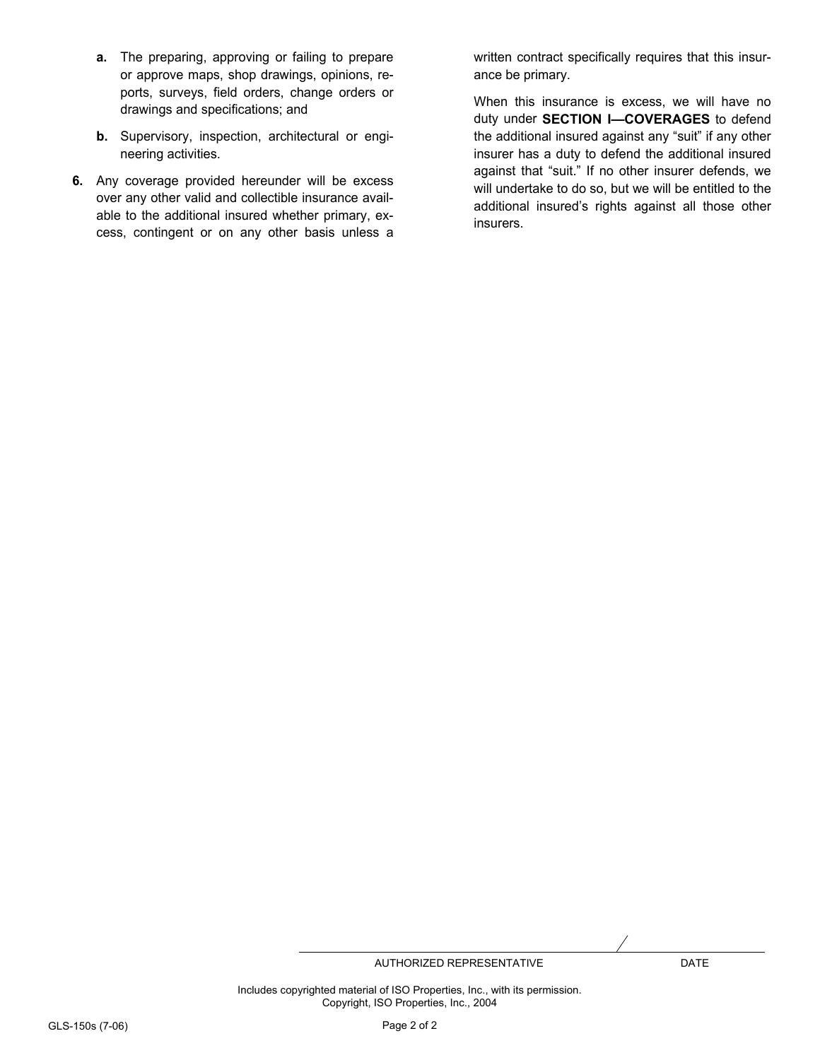a. The preparing, approving or failing to prepare or approve maps, shop drawings, opinions, reports, surveys, field orders, change orders or drawings and specifications; and

b. Supervisory, inspection, architectural or engineering activities.

6. Any coverage provided hereunder will be excess over any other valid and collectible insurance available to the additional insured whether primary, excess, contingent or on any other basis unless a written contract specifically requires that this insurance be primary.

When this insurance is excess, we will have no duty under **SECTION I—COVERAGES** to defend the additional insured against any "suit" if any other insurer has a duty to defend the additional insured against that "suit." If no other insurer defends, we will undertake to do so, but we will be entitled to the additional insured's rights against all those other insurers.

AUTHORIZED REPRESENTATIVE / DATE

Includes copyrighted material of ISO Properties, Inc., with its permission.
Copyright, ISO Properties, Inc., 2004

GLS-150s (7-06)